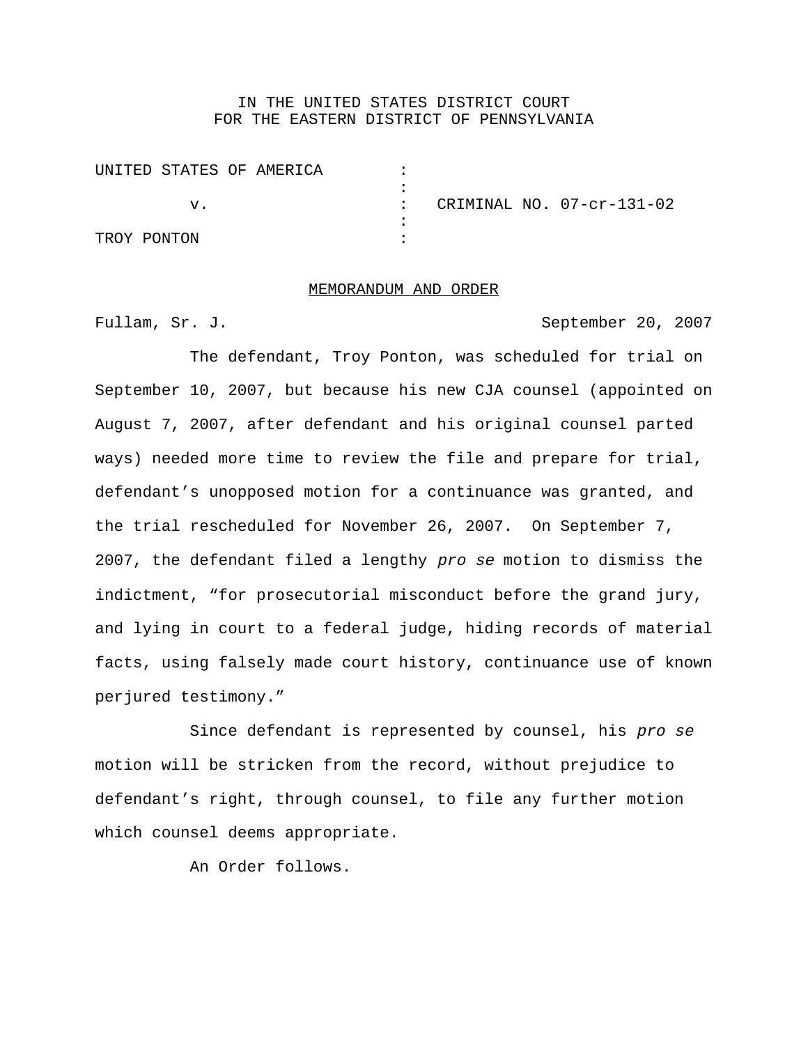IN THE UNITED STATES DISTRICT COURT
FOR THE EASTERN DISTRICT OF PENNSYLVANIA

| | | |
|---|---|---|
| UNITED STATES OF AMERICA | : | |
| | : | |
| v. | : | CRIMINAL NO. 07-cr-131-02 |
| | : | |
| TROY PONTON | : | |

## MEMORANDUM AND ORDER

Fullam, Sr. J. September 20, 2007

The defendant, Troy Ponton, was scheduled for trial on September 10, 2007, but because his new CJA counsel (appointed on August 7, 2007, after defendant and his original counsel parted ways) needed more time to review the file and prepare for trial, defendant's unopposed motion for a continuance was granted, and the trial rescheduled for November 26, 2007. On September 7, 2007, the defendant filed a lengthy *pro se* motion to dismiss the indictment, "for prosecutorial misconduct before the grand jury, and lying in court to a federal judge, hiding records of material facts, using falsely made court history, continuance use of known perjured testimony."

Since defendant is represented by counsel, his *pro se* motion will be stricken from the record, without prejudice to defendant's right, through counsel, to file any further motion which counsel deems appropriate.

An Order follows.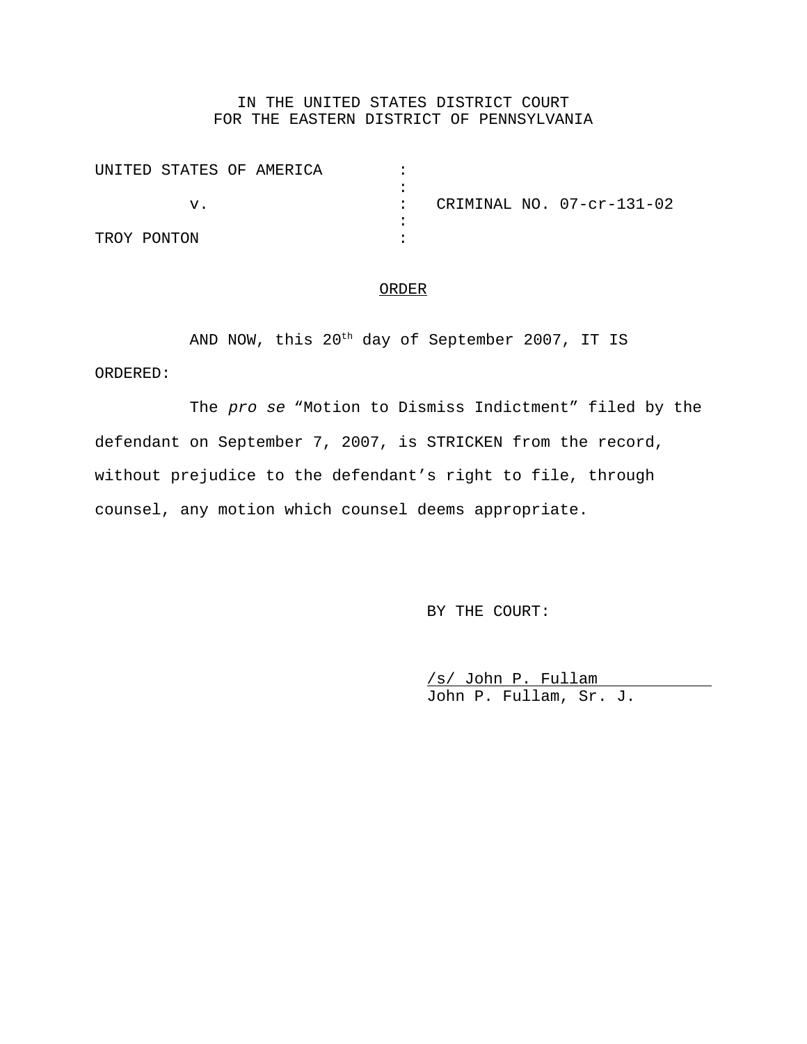IN THE UNITED STATES DISTRICT COURT
FOR THE EASTERN DISTRICT OF PENNSYLVANIA

| | | |
|---|---|---|
| UNITED STATES OF AMERICA | : | |
| | : | |
| v. | : | CRIMINAL NO. 07-cr-131-02 |
| | : | |
| TROY PONTON | : | |

ORDER

AND NOW, this 20th day of September 2007, IT IS ORDERED:

The *pro se* “Motion to Dismiss Indictment” filed by the defendant on September 7, 2007, is STRICKEN from the record, without prejudice to the defendant’s right to file, through counsel, any motion which counsel deems appropriate.

BY THE COURT:

/s/ John P. Fullam
John P. Fullam, Sr. J.